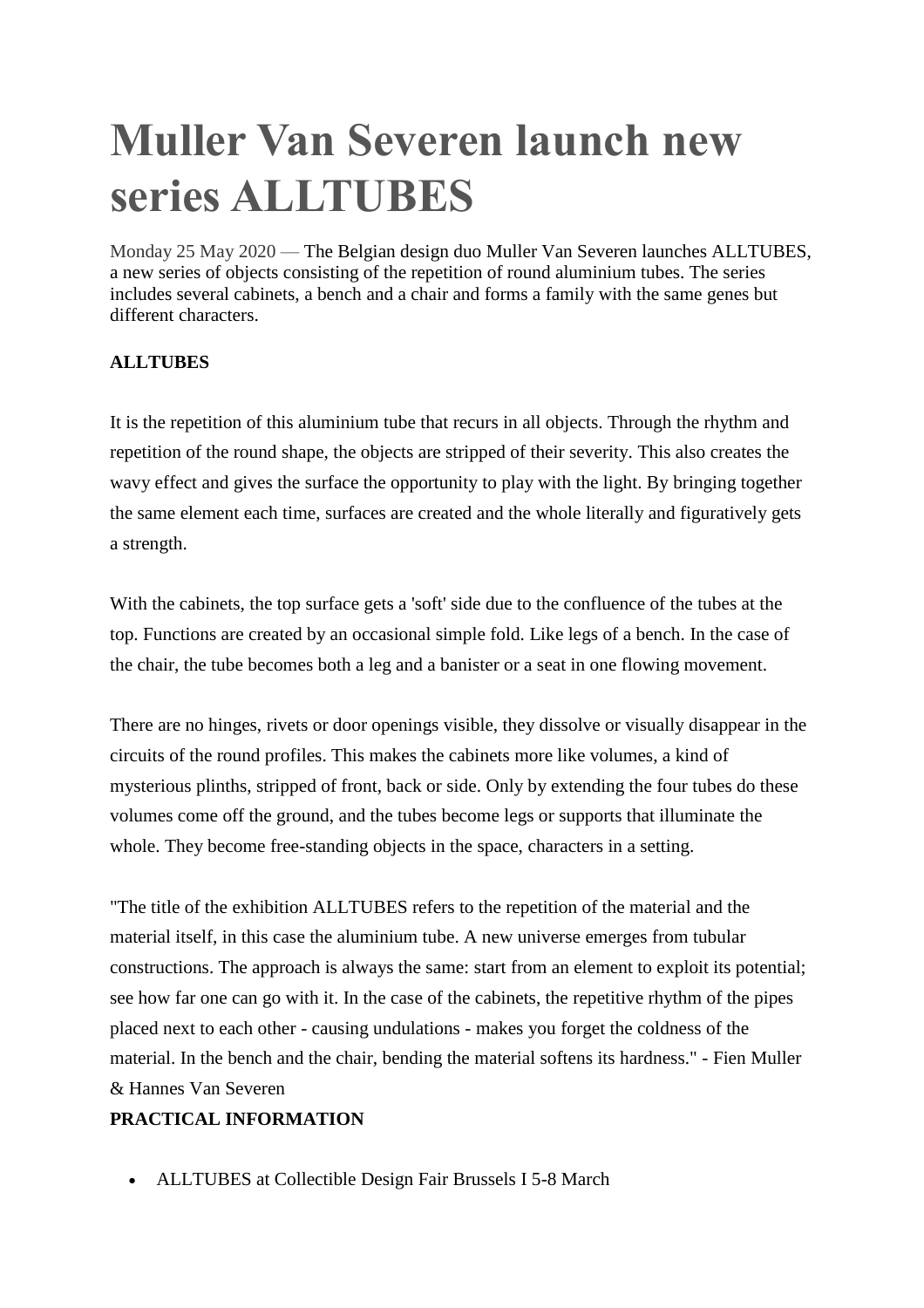# Muller Van Severen launch new series ALLTUBES

Monday 25 May 2020 — The Belgian design duo Muller Van Severen launches ALLTUBES, a new series of objects consisting of the repetition of round aluminium tubes. The series includes several cabinets, a bench and a chair and forms a family with the same genes but different characters.

**ALLTUBES**

It is the repetition of this aluminium tube that recurs in all objects. Through the rhythm and repetition of the round shape, the objects are stripped of their severity. This also creates the wavy effect and gives the surface the opportunity to play with the light. By bringing together the same element each time, surfaces are created and the whole literally and figuratively gets a strength.

With the cabinets, the top surface gets a 'soft' side due to the confluence of the tubes at the top. Functions are created by an occasional simple fold. Like legs of a bench. In the case of the chair, the tube becomes both a leg and a banister or a seat in one flowing movement.

There are no hinges, rivets or door openings visible, they dissolve or visually disappear in the circuits of the round profiles. This makes the cabinets more like volumes, a kind of mysterious plinths, stripped of front, back or side. Only by extending the four tubes do these volumes come off the ground, and the tubes become legs or supports that illuminate the whole. They become free-standing objects in the space, characters in a setting.

"The title of the exhibition ALLTUBES refers to the repetition of the material and the material itself, in this case the aluminium tube. A new universe emerges from tubular constructions. The approach is always the same: start from an element to exploit its potential; see how far one can go with it. In the case of the cabinets, the repetitive rhythm of the pipes placed next to each other - causing undulations - makes you forget the coldness of the material. In the bench and the chair, bending the material softens its hardness." - Fien Muller & Hannes Van Severen

**PRACTICAL INFORMATION**

- ALLTUBES at Collectible Design Fair Brussels I 5-8 March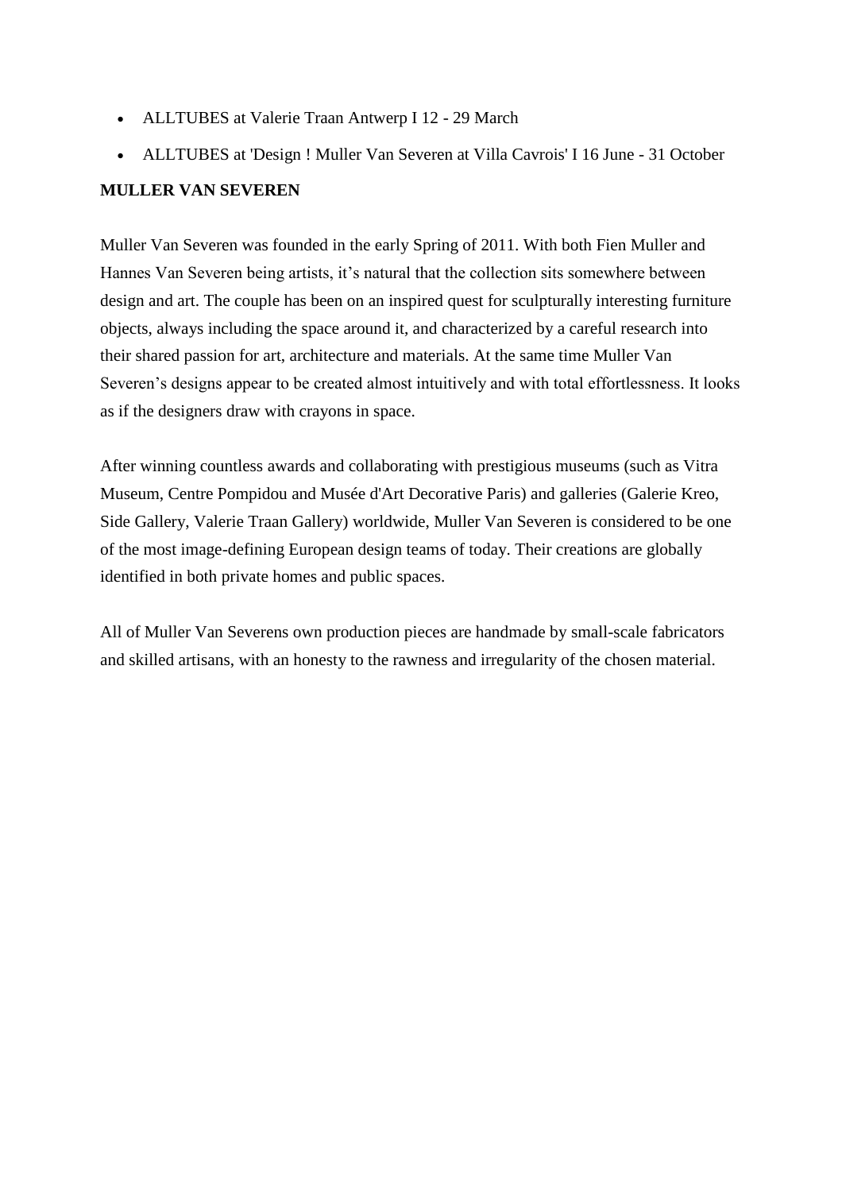- ALLTUBES at Valerie Traan Antwerp I 12 - 29 March
- ALLTUBES at 'Design ! Muller Van Severen at Villa Cavrois' I 16 June - 31 October

**MULLER VAN SEVEREN**

Muller Van Severen was founded in the early Spring of 2011. With both Fien Muller and Hannes Van Severen being artists, it's natural that the collection sits somewhere between design and art. The couple has been on an inspired quest for sculpturally interesting furniture objects, always including the space around it, and characterized by a careful research into their shared passion for art, architecture and materials. At the same time Muller Van Severen's designs appear to be created almost intuitively and with total effortlessness. It looks as if the designers draw with crayons in space.

After winning countless awards and collaborating with prestigious museums (such as Vitra Museum, Centre Pompidou and Musée d'Art Decorative Paris) and galleries (Galerie Kreo, Side Gallery, Valerie Traan Gallery) worldwide, Muller Van Severen is considered to be one of the most image-defining European design teams of today. Their creations are globally identified in both private homes and public spaces.

All of Muller Van Severens own production pieces are handmade by small-scale fabricators and skilled artisans, with an honesty to the rawness and irregularity of the chosen material.